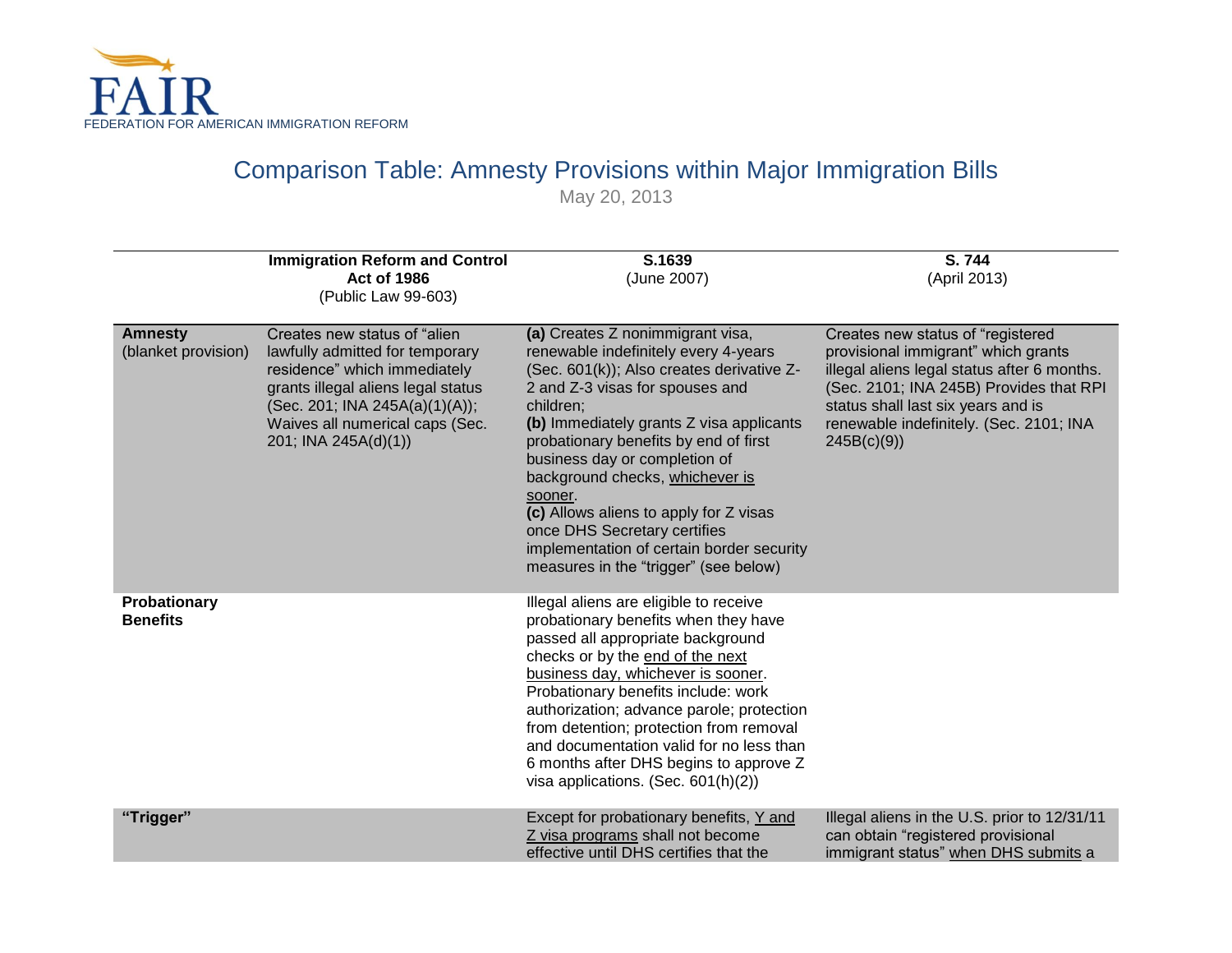FAIR
FEDERATION FOR AMERICAN IMMIGRATION REFORM

# Comparison Table: Amnesty Provisions within Major Immigration Bills

May 20, 2013

| | **Immigration Reform and Control Act of 1986** (Public Law 99-603) | **S.1639** (June 2007) | **S. 744** (April 2013) |
|---|---|---|---|
| **Amnesty** (blanket provision) | Creates new status of "alien lawfully admitted for temporary residence" which immediately grants illegal aliens legal status (Sec. 201; INA 245A(a)(1)(A)); Waives all numerical caps (Sec. 201; INA 245A(d)(1)) | **(a)** Creates Z nonimmigrant visa, renewable indefinitely every 4-years (Sec. 601(k)); Also creates derivative Z-2 and Z-3 visas for spouses and children; **(b)** Immediately grants Z visa applicants probationary benefits by end of first business day or completion of background checks, whichever is sooner. **(c)** Allows aliens to apply for Z visas once DHS Secretary certifies implementation of certain border security measures in the "trigger" (see below) | Creates new status of "registered provisional immigrant" which grants illegal aliens legal status after 6 months. (Sec. 2101; INA 245B) Provides that RPI status shall last six years and is renewable indefinitely. (Sec. 2101; INA 245B(c)(9)) |
| **Probationary Benefits** | | Illegal aliens are eligible to receive probationary benefits when they have passed all appropriate background checks or by the end of the next business day, whichever is sooner. Probationary benefits include: work authorization; advance parole; protection from detention; protection from removal and documentation valid for no less than 6 months after DHS begins to approve Z visa applications. (Sec. 601(h)(2)) | |
| **"Trigger"** | | Except for probationary benefits, Y and Z visa programs shall not become effective until DHS certifies that the | Illegal aliens in the U.S. prior to 12/31/11 can obtain "registered provisional immigrant status" when DHS submits a |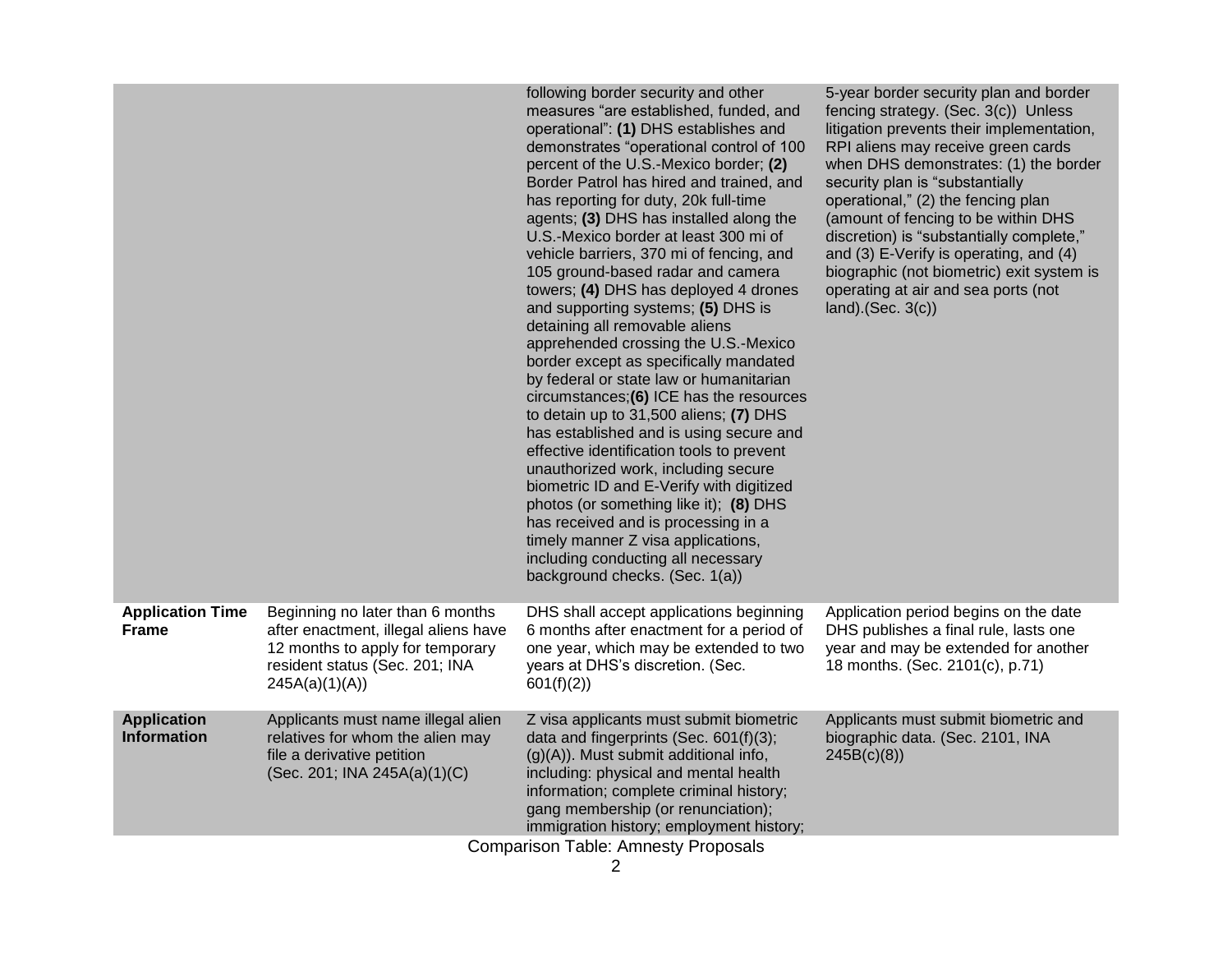| | | | |
|---|---|---|---|
| | | following border security and other measures “are established, funded, and operational”: **(1)** DHS establishes and demonstrates “operational control of 100 percent of the U.S.-Mexico border; **(2)** Border Patrol has hired and trained, and has reporting for duty, 20k full-time agents; **(3)** DHS has installed along the U.S.-Mexico border at least 300 mi of vehicle barriers, 370 mi of fencing, and 105 ground-based radar and camera towers; **(4)** DHS has deployed 4 drones and supporting systems; **(5)** DHS is detaining all removable aliens apprehended crossing the U.S.-Mexico border except as specifically mandated by federal or state law or humanitarian circumstances;**(6)** ICE has the resources to detain up to 31,500 aliens; **(7)** DHS has established and is using secure and effective identification tools to prevent unauthorized work, including secure biometric ID and E-Verify with digitized photos (or something like it); **(8)** DHS has received and is processing in a timely manner Z visa applications, including conducting all necessary background checks. (Sec. 1(a)) | 5-year border security plan and border fencing strategy. (Sec. 3(c)) Unless litigation prevents their implementation, RPI aliens may receive green cards when DHS demonstrates: (1) the border security plan is “substantially operational,” (2) the fencing plan (amount of fencing to be within DHS discretion) is “substantially complete,” and (3) E-Verify is operating, and (4) biographic (not biometric) exit system is operating at air and sea ports (not land).(Sec. 3(c)) |
| **Application Time Frame** | Beginning no later than 6 months after enactment, illegal aliens have 12 months to apply for temporary resident status (Sec. 201; INA 245A(a)(1)(A)) | DHS shall accept applications beginning 6 months after enactment for a period of one year, which may be extended to two years at DHS's discretion. (Sec. 601(f)(2)) | Application period begins on the date DHS publishes a final rule, lasts one year and may be extended for another 18 months. (Sec. 2101(c), p.71) |
| **Application Information** | Applicants must name illegal alien relatives for whom the alien may file a derivative petition (Sec. 201; INA 245A(a)(1)(C) | Z visa applicants must submit biometric data and fingerprints (Sec. 601(f)(3); (g)(A)). Must submit additional info, including: physical and mental health information; complete criminal history; gang membership (or renunciation); immigration history; employment history; | Applicants must submit biometric and biographic data. (Sec. 2101, INA 245B(c)(8)) |

Comparison Table: Amnesty Proposals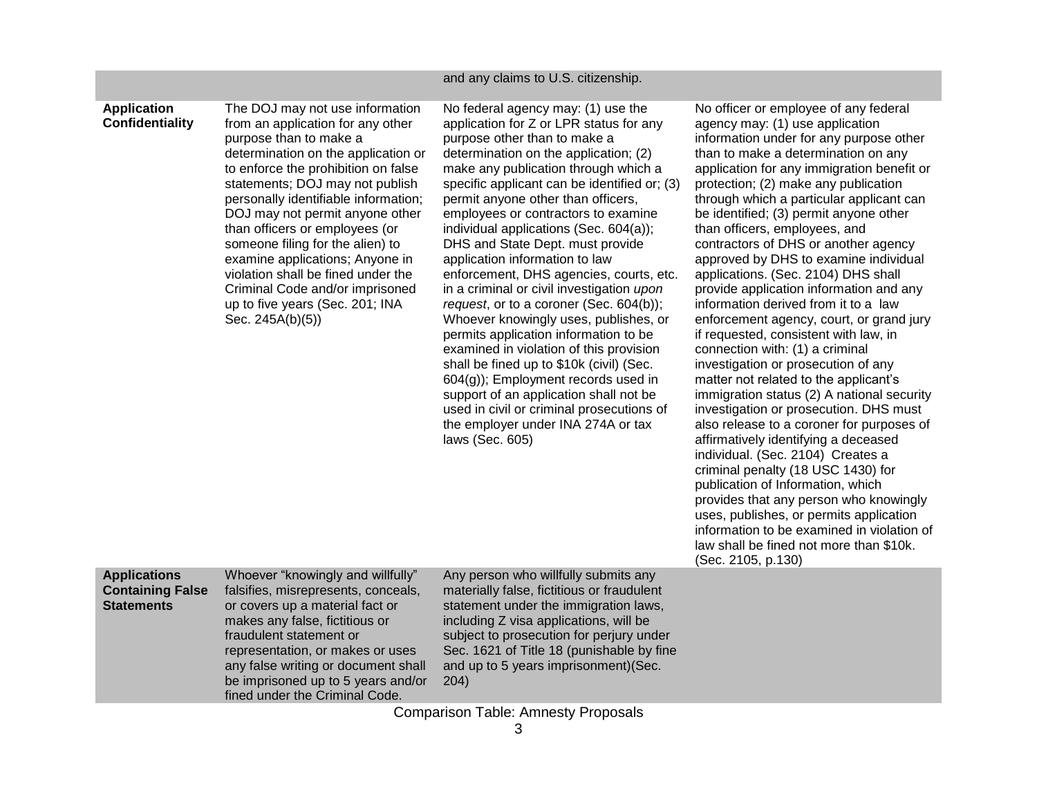| | | | |
|---|---|---|---|
| | | and any claims to U.S. citizenship. | |
| **Application Confidentiality** | The DOJ may not use information from an application for any other purpose than to make a determination on the application or to enforce the prohibition on false statements; DOJ may not publish personally identifiable information; DOJ may not permit anyone other than officers or employees (or someone filing for the alien) to examine applications; Anyone in violation shall be fined under the Criminal Code and/or imprisoned up to five years (Sec. 201; INA Sec. 245A(b)(5)) | No federal agency may: (1) use the application for Z or LPR status for any purpose other than to make a determination on the application; (2) make any publication through which a specific applicant can be identified or; (3) permit anyone other than officers, employees or contractors to examine individual applications (Sec. 604(a)); DHS and State Dept. must provide application information to law enforcement, DHS agencies, courts, etc. in a criminal or civil investigation *upon request*, or to a coroner (Sec. 604(b)); Whoever knowingly uses, publishes, or permits application information to be examined in violation of this provision shall be fined up to $10k (civil) (Sec. 604(g)); Employment records used in support of an application shall not be used in civil or criminal prosecutions of the employer under INA 274A or tax laws (Sec. 605) | No officer or employee of any federal agency may: (1) use application information under for any purpose other than to make a determination on any application for any immigration benefit or protection; (2) make any publication through which a particular applicant can be identified; (3) permit anyone other than officers, employees, and contractors of DHS or another agency approved by DHS to examine individual applications. (Sec. 2104) DHS shall provide application information and any information derived from it to a law enforcement agency, court, or grand jury if requested, consistent with law, in connection with: (1) a criminal investigation or prosecution of any matter not related to the applicant's immigration status (2) A national security investigation or prosecution. DHS must also release to a coroner for purposes of affirmatively identifying a deceased individual. (Sec. 2104) Creates a criminal penalty (18 USC 1430) for publication of Information, which provides that any person who knowingly uses, publishes, or permits application information to be examined in violation of law shall be fined not more than $10k. (Sec. 2105, p.130) |
| **Applications Containing False Statements** | Whoever "knowingly and willfully" falsifies, misrepresents, conceals, or covers up a material fact or makes any false, fictitious or fraudulent statement or representation, or makes or uses any false writing or document shall be imprisoned up to 5 years and/or fined under the Criminal Code. | Any person who willfully submits any materially false, fictitious or fraudulent statement under the immigration laws, including Z visa applications, will be subject to prosecution for perjury under Sec. 1621 of Title 18 (punishable by fine and up to 5 years imprisonment)(Sec. 204) | |

Comparison Table: Amnesty Proposals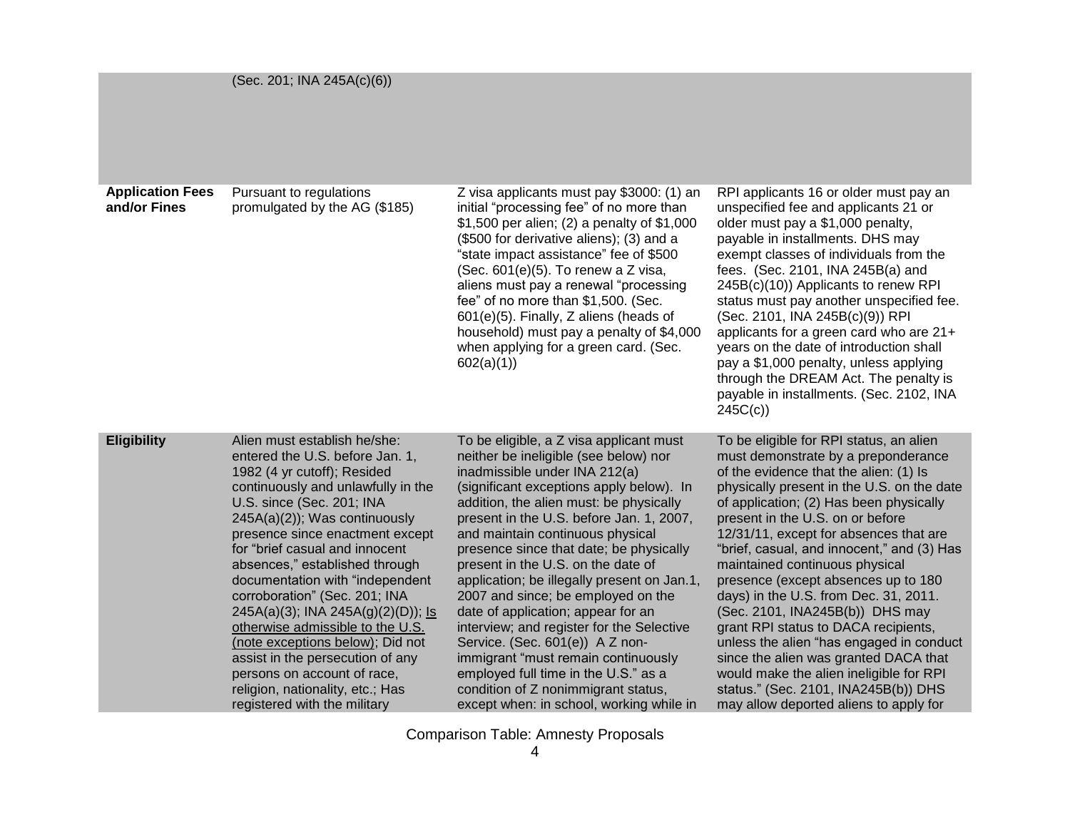| | | | |
|---|---|---|---|
| | (Sec. 201; INA 245A(c)(6)) | | |
| **Application Fees and/or Fines** | Pursuant to regulations promulgated by the AG ($185) | Z visa applicants must pay $3000: (1) an initial "processing fee" of no more than $1,500 per alien; (2) a penalty of $1,000 ($500 for derivative aliens); (3) and a "state impact assistance" fee of $500 (Sec. 601(e)(5). To renew a Z visa, aliens must pay a renewal "processing fee" of no more than $1,500. (Sec. 601(e)(5). Finally, Z aliens (heads of household) must pay a penalty of $4,000 when applying for a green card. (Sec. 602(a)(1)) | RPI applicants 16 or older must pay an unspecified fee and applicants 21 or older must pay a $1,000 penalty, payable in installments. DHS may exempt classes of individuals from the fees. (Sec. 2101, INA 245B(a) and 245B(c)(10)) Applicants to renew RPI status must pay another unspecified fee. (Sec. 2101, INA 245B(c)(9)) RPI applicants for a green card who are 21+ years on the date of introduction shall pay a $1,000 penalty, unless applying through the DREAM Act. The penalty is payable in installments. (Sec. 2102, INA 245C(c)) |
| **Eligibility** | Alien must establish he/she: entered the U.S. before Jan. 1, 1982 (4 yr cutoff); Resided continuously and unlawfully in the U.S. since (Sec. 201; INA 245A(a)(2)); Was continuously presence since enactment except for "brief casual and innocent absences," established through documentation with "independent corroboration" (Sec. 201; INA 245A(a)(3); INA 245A(g)(2)(D)); <u>Is otherwise admissible to the U.S. (note exceptions below)</u>; Did not assist in the persecution of any persons on account of race, religion, nationality, etc.; Has registered with the military | To be eligible, a Z visa applicant must neither be ineligible (see below) nor inadmissible under INA 212(a) (significant exceptions apply below). In addition, the alien must: be physically present in the U.S. before Jan. 1, 2007, and maintain continuous physical presence since that date; be physically present in the U.S. on the date of application; be illegally present on Jan.1, 2007 and since; be employed on the date of application; appear for an interview; and register for the Selective Service. (Sec. 601(e)) A Z non-immigrant "must remain continuously employed full time in the U.S." as a condition of Z nonimmigrant status, except when: in school, working while in | To be eligible for RPI status, an alien must demonstrate by a preponderance of the evidence that the alien: (1) Is physically present in the U.S. on the date of application; (2) Has been physically present in the U.S. on or before 12/31/11, except for absences that are "brief, casual, and innocent," and (3) Has maintained continuous physical presence (except absences up to 180 days) in the U.S. from Dec. 31, 2011. (Sec. 2101, INA245B(b)) DHS may grant RPI status to DACA recipients, unless the alien "has engaged in conduct since the alien was granted DACA that would make the alien ineligible for RPI status." (Sec. 2101, INA245B(b)) DHS may allow deported aliens to apply for |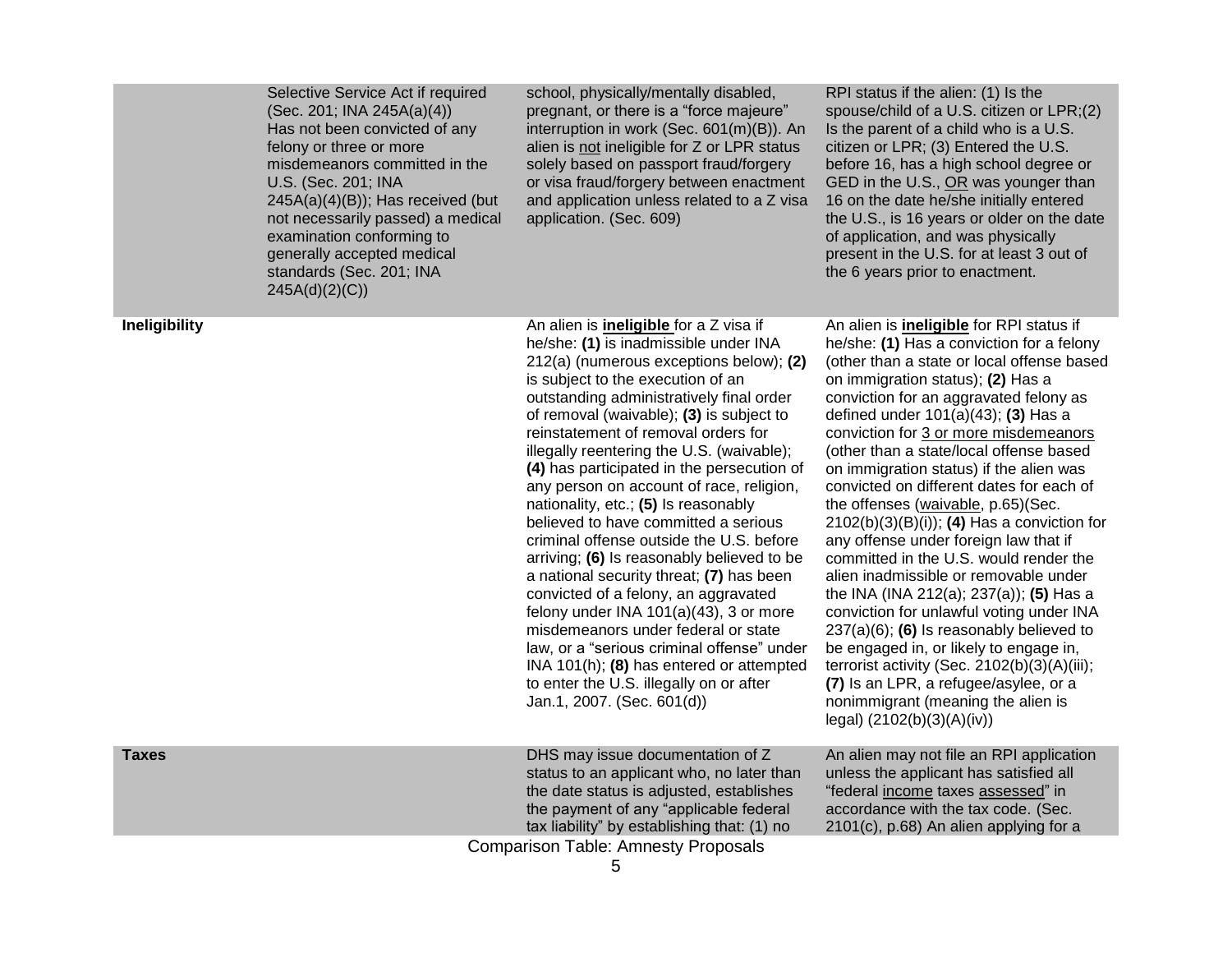| | | | |
|---|---|---|---|
| | Selective Service Act if required (Sec. 201; INA 245A(a)(4)) Has not been convicted of any felony or three or more misdemeanors committed in the U.S. (Sec. 201; INA 245A(a)(4)(B)); Has received (but not necessarily passed) a medical examination conforming to generally accepted medical standards (Sec. 201; INA 245A(d)(2)(C)) | school, physically/mentally disabled, pregnant, or there is a "force majeure" interruption in work (Sec. 601(m)(B)). An alien is <u>not</u> ineligible for Z or LPR status solely based on passport fraud/forgery or visa fraud/forgery between enactment and application unless related to a Z visa application. (Sec. 609) | RPI status if the alien: (1) Is the spouse/child of a U.S. citizen or LPR;(2) Is the parent of a child who is a U.S. citizen or LPR; (3) Entered the U.S. before 16, has a high school degree or GED in the U.S., <u>OR</u> was younger than 16 on the date he/she initially entered the U.S., is 16 years or older on the date of application, and was physically present in the U.S. for at least 3 out of the 6 years prior to enactment. |
| **Ineligibility** | | An alien is <u>**ineligible**</u> for a Z visa if he/she: **(1)** is inadmissible under INA 212(a) (numerous exceptions below); **(2)** is subject to the execution of an outstanding administratively final order of removal (waivable); **(3)** is subject to reinstatement of removal orders for illegally reentering the U.S. (waivable); **(4)** has participated in the persecution of any person on account of race, religion, nationality, etc.; **(5)** Is reasonably believed to have committed a serious criminal offense outside the U.S. before arriving; **(6)** Is reasonably believed to be a national security threat; **(7)** has been convicted of a felony, an aggravated felony under INA 101(a)(43), 3 or more misdemeanors under federal or state law, or a "serious criminal offense" under INA 101(h); **(8)** has entered or attempted to enter the U.S. illegally on or after Jan.1, 2007. (Sec. 601(d)) | An alien is <u>**ineligible**</u> for RPI status if he/she: **(1)** Has a conviction for a felony (other than a state or local offense based on immigration status); **(2)** Has a conviction for an aggravated felony as defined under 101(a)(43); **(3)** Has a conviction for <u>3 or more misdemeanors</u> (other than a state/local offense based on immigration status) if the alien was convicted on different dates for each of the offenses (<u>waivable</u>, p.65)(Sec. 2102(b)(3)(B)(i)); **(4)** Has a conviction for any offense under foreign law that if committed in the U.S. would render the alien inadmissible or removable under the INA (INA 212(a); 237(a)); **(5)** Has a conviction for unlawful voting under INA 237(a)(6); **(6)** Is reasonably believed to be engaged in, or likely to engage in, terrorist activity (Sec. 2102(b)(3)(A)(iii); **(7)** Is an LPR, a refugee/asylee, or a nonimmigrant (meaning the alien is legal) (2102(b)(3)(A)(iv)) |
| **Taxes** | | DHS may issue documentation of Z status to an applicant who, no later than the date status is adjusted, establishes the payment of any "applicable federal tax liability" by establishing that: (1) no | An alien may not file an RPI application unless the applicant has satisfied all "federal <u>income</u> taxes <u>assessed</u>" in accordance with the tax code. (Sec. 2101(c), p.68) An alien applying for a |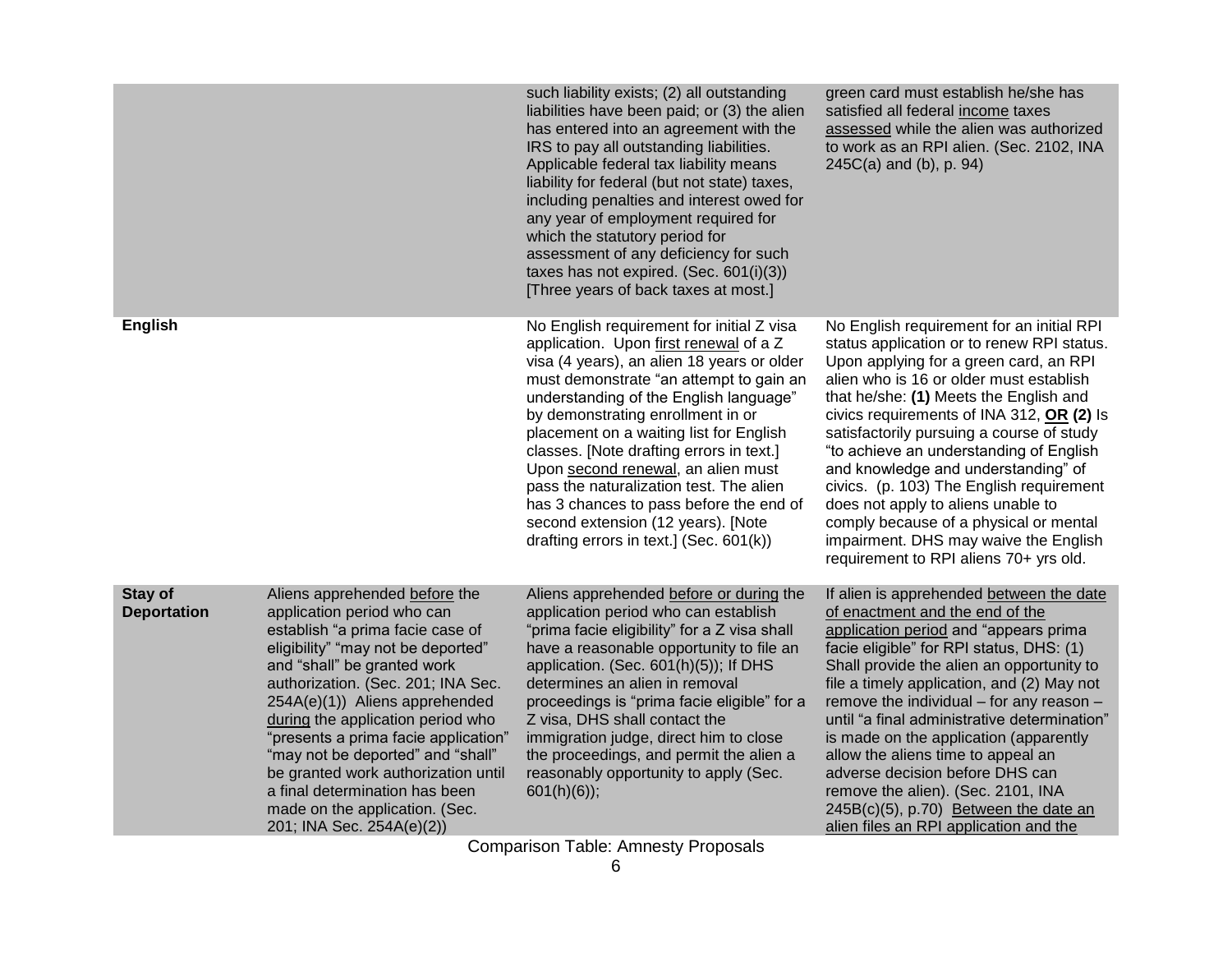| | | | |
|---|---|---|---|
| | | such liability exists; (2) all outstanding liabilities have been paid; or (3) the alien has entered into an agreement with the IRS to pay all outstanding liabilities. Applicable federal tax liability means liability for federal (but not state) taxes, including penalties and interest owed for any year of employment required for which the statutory period for assessment of any deficiency for such taxes has not expired. (Sec. 601(i)(3)) [Three years of back taxes at most.] | green card must establish he/she has satisfied all federal <u>income</u> taxes <u>assessed</u> while the alien was authorized to work as an RPI alien. (Sec. 2102, INA 245C(a) and (b), p. 94) |
| **English** | | No English requirement for initial Z visa application. Upon <u>first renewal</u> of a Z visa (4 years), an alien 18 years or older must demonstrate "an attempt to gain an understanding of the English language" by demonstrating enrollment in or placement on a waiting list for English classes. [Note drafting errors in text.] Upon <u>second renewal</u>, an alien must pass the naturalization test. The alien has 3 chances to pass before the end of second extension (12 years). [Note drafting errors in text.] (Sec. 601(k)) | No English requirement for an initial RPI status application or to renew RPI status. Upon applying for a green card, an RPI alien who is 16 or older must establish that he/she: **(1)** Meets the English and civics requirements of INA 312, **<u>OR</u> (2)** Is satisfactorily pursuing a course of study "to achieve an understanding of English and knowledge and understanding" of civics. (p. 103) The English requirement does not apply to aliens unable to comply because of a physical or mental impairment. DHS may waive the English requirement to RPI aliens 70+ yrs old. |
| **Stay of Deportation** | Aliens apprehended <u>before</u> the application period who can establish "a prima facie case of eligibility" "may not be deported" and "shall" be granted work authorization. (Sec. 201; INA Sec. 254A(e)(1)) Aliens apprehended <u>during</u> the application period who "presents a prima facie application" "may not be deported" and "shall" be granted work authorization until a final determination has been made on the application. (Sec. 201; INA Sec. 254A(e)(2)) | Aliens apprehended <u>before or during</u> the application period who can establish "prima facie eligibility" for a Z visa shall have a reasonable opportunity to file an application. (Sec. 601(h)(5)); If DHS determines an alien in removal proceedings is "prima facie eligible" for a Z visa, DHS shall contact the immigration judge, direct him to close the proceedings, and permit the alien a reasonably opportunity to apply (Sec. 601(h)(6)); | If alien is apprehended <u>between the date of enactment and the end of the application period</u> and "appears prima facie eligible" for RPI status, DHS: (1) Shall provide the alien an opportunity to file a timely application, and (2) May not remove the individual – for any reason – until "a final administrative determination" is made on the application (apparently allow the aliens time to appeal an adverse decision before DHS can remove the alien). (Sec. 2101, INA 245B(c)(5), p.70) <u>Between the date an alien files an RPI application and the</u> |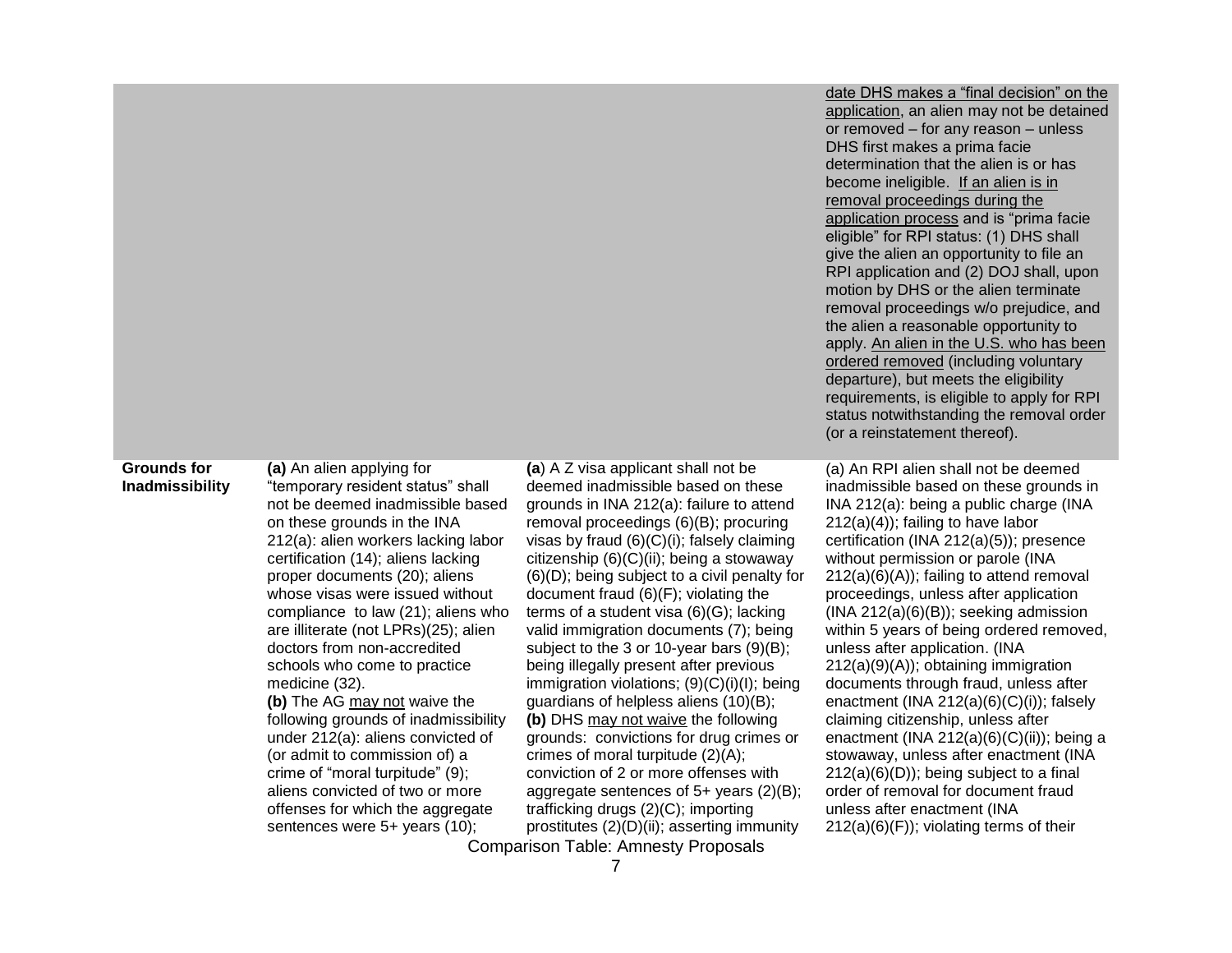| | | | |
|---|---|---|---|
| | | | date DHS makes a "final decision" on the application, an alien may not be detained or removed – for any reason – unless DHS first makes a prima facie determination that the alien is or has become ineligible. If an alien is in removal proceedings during the application process and is "prima facie eligible" for RPI status: (1) DHS shall give the alien an opportunity to file an RPI application and (2) DOJ shall, upon motion by DHS or the alien terminate removal proceedings w/o prejudice, and the alien a reasonable opportunity to apply. An alien in the U.S. who has been ordered removed (including voluntary departure), but meets the eligibility requirements, is eligible to apply for RPI status notwithstanding the removal order (or a reinstatement thereof). |
| **Grounds for Inadmissibility** | **(a)** An alien applying for "temporary resident status" shall not be deemed inadmissible based on these grounds in the INA 212(a): alien workers lacking labor certification (14); aliens lacking proper documents (20); aliens whose visas were issued without compliance to law (21); aliens who are illiterate (not LPRs)(25); alien doctors from non-accredited schools who come to practice medicine (32).<br>**(b)** The AG may not waive the following grounds of inadmissibility under 212(a): aliens convicted of (or admit to commission of) a crime of "moral turpitude" (9); aliens convicted of two or more offenses for which the aggregate sentences were 5+ years (10); | **(a)** A Z visa applicant shall not be deemed inadmissible based on these grounds in INA 212(a): failure to attend removal proceedings (6)(B); procuring visas by fraud (6)(C)(i); falsely claiming citizenship (6)(C)(ii); being a stowaway (6)(D); being subject to a civil penalty for document fraud (6)(F); violating the terms of a student visa (6)(G); lacking valid immigration documents (7); being subject to the 3 or 10-year bars (9)(B); being illegally present after previous immigration violations; (9)(C)(i)(I); being guardians of helpless aliens (10)(B);<br>**(b)** DHS may not waive the following grounds: convictions for drug crimes or crimes of moral turpitude (2)(A); conviction of 2 or more offenses with aggregate sentences of 5+ years (2)(B); trafficking drugs (2)(C); importing prostitutes (2)(D)(ii); asserting immunity | (a) An RPI alien shall not be deemed inadmissible based on these grounds in INA 212(a): being a public charge (INA 212(a)(4)); failing to have labor certification (INA 212(a)(5)); presence without permission or parole (INA 212(a)(6)(A)); failing to attend removal proceedings, unless after application (INA 212(a)(6)(B)); seeking admission within 5 years of being ordered removed, unless after application. (INA 212(a)(9)(A)); obtaining immigration documents through fraud, unless after enactment (INA 212(a)(6)(C)(i)); falsely claiming citizenship, unless after enactment (INA 212(a)(6)(C)(ii)); being a stowaway, unless after enactment (INA 212(a)(6)(D)); being subject to a final order of removal for document fraud unless after enactment (INA 212(a)(6)(F)); violating terms of their |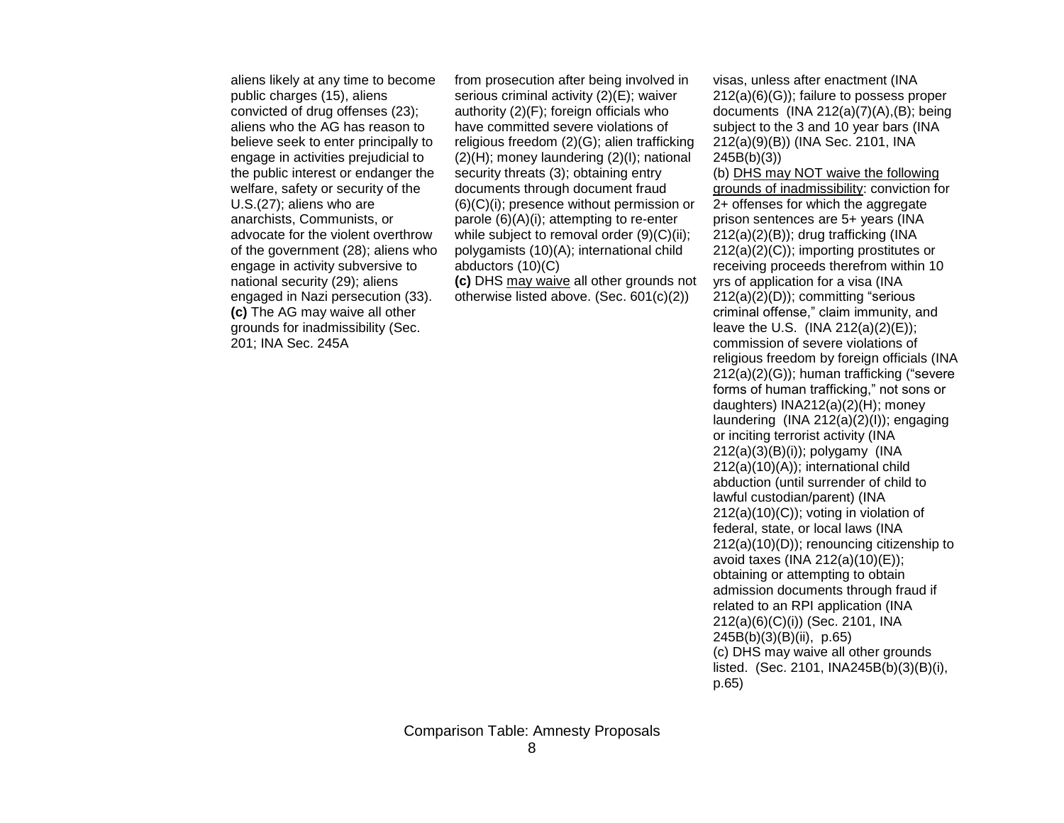aliens likely at any time to become public charges (15), aliens convicted of drug offenses (23); aliens who the AG has reason to believe seek to enter principally to engage in activities prejudicial to the public interest or endanger the welfare, safety or security of the U.S.(27); aliens who are anarchists, Communists, or advocate for the violent overthrow of the government (28); aliens who engage in activity subversive to national security (29); aliens engaged in Nazi persecution (33).
**(c)** The AG may waive all other grounds for inadmissibility (Sec. 201; INA Sec. 245A

from prosecution after being involved in serious criminal activity (2)(E); waiver authority (2)(F); foreign officials who have committed severe violations of religious freedom (2)(G); alien trafficking (2)(H); money laundering (2)(I); national security threats (3); obtaining entry documents through document fraud (6)(C)(i); presence without permission or parole (6)(A)(i); attempting to re-enter while subject to removal order (9)(C)(ii); polygamists (10)(A); international child abductors (10)(C)
**(c)** DHS <u>may waive</u> all other grounds not otherwise listed above. (Sec. 601(c)(2))

visas, unless after enactment (INA 212(a)(6)(G)); failure to possess proper documents (INA 212(a)(7)(A),(B); being subject to the 3 and 10 year bars (INA 212(a)(9)(B)) (INA Sec. 2101, INA 245B(b)(3))
(b) <u>DHS may NOT waive the following grounds of inadmissibility</u>: conviction for 2+ offenses for which the aggregate prison sentences are 5+ years (INA 212(a)(2)(B)); drug trafficking (INA 212(a)(2)(C)); importing prostitutes or receiving proceeds therefrom within 10 yrs of application for a visa (INA 212(a)(2)(D)); committing "serious criminal offense," claim immunity, and leave the U.S. (INA 212(a)(2)(E)); commission of severe violations of religious freedom by foreign officials (INA 212(a)(2)(G)); human trafficking ("severe forms of human trafficking," not sons or daughters) INA212(a)(2)(H); money laundering (INA 212(a)(2)(I)); engaging or inciting terrorist activity (INA 212(a)(3)(B)(i)); polygamy (INA 212(a)(10)(A)); international child abduction (until surrender of child to lawful custodian/parent) (INA 212(a)(10)(C)); voting in violation of federal, state, or local laws (INA 212(a)(10)(D)); renouncing citizenship to avoid taxes (INA 212(a)(10)(E)); obtaining or attempting to obtain admission documents through fraud if related to an RPI application (INA 212(a)(6)(C)(i)) (Sec. 2101, INA 245B(b)(3)(B)(ii), p.65)
(c) DHS may waive all other grounds listed. (Sec. 2101, INA245B(b)(3)(B)(i), p.65)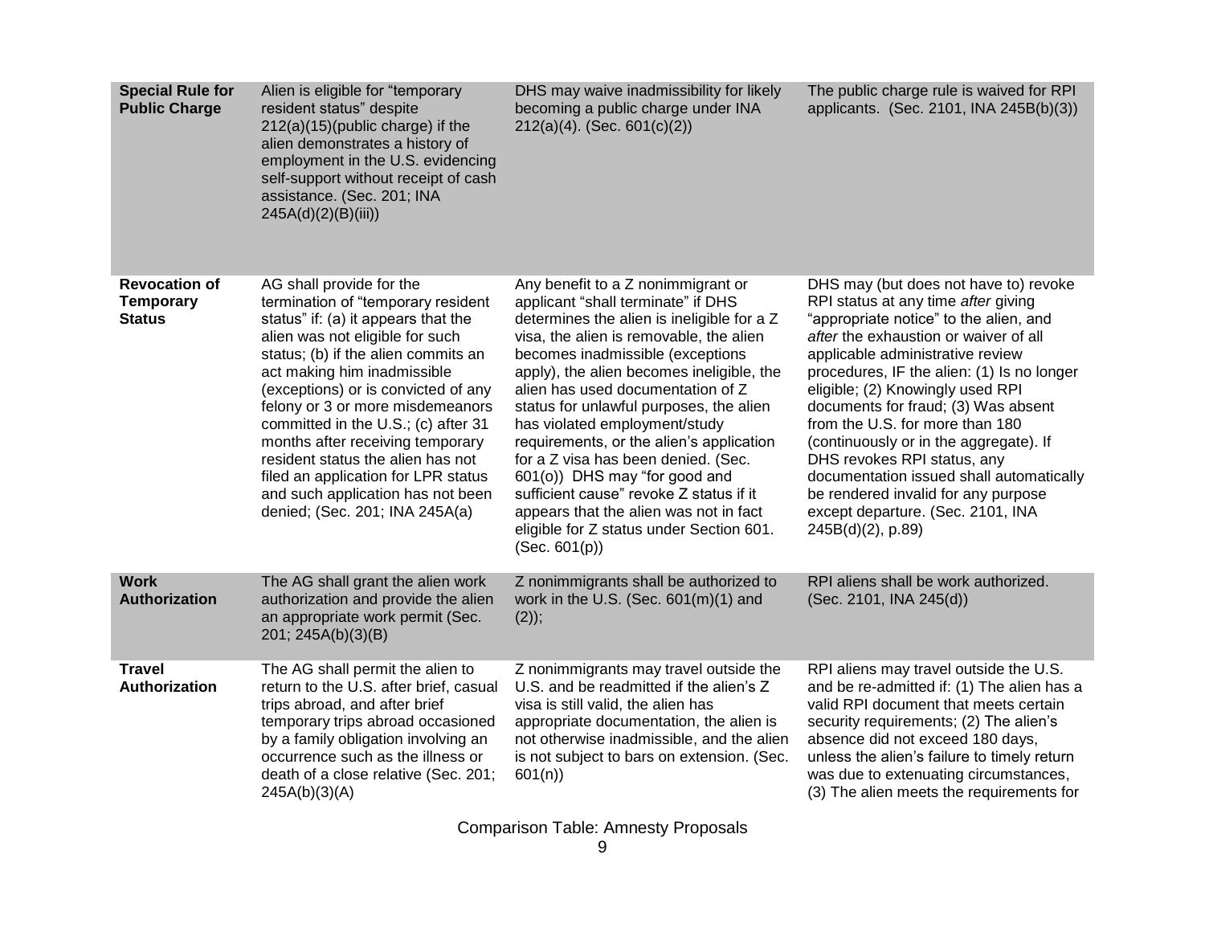| | | | |
|---|---|---|---|
| **Special Rule for Public Charge** | Alien is eligible for "temporary resident status" despite 212(a)(15)(public charge) if the alien demonstrates a history of employment in the U.S. evidencing self-support without receipt of cash assistance. (Sec. 201; INA 245A(d)(2)(B)(iii)) | DHS may waive inadmissibility for likely becoming a public charge under INA 212(a)(4). (Sec. 601(c)(2)) | The public charge rule is waived for RPI applicants. (Sec. 2101, INA 245B(b)(3)) |
| **Revocation of Temporary Status** | AG shall provide for the termination of "temporary resident status" if: (a) it appears that the alien was not eligible for such status; (b) if the alien commits an act making him inadmissible (exceptions) or is convicted of any felony or 3 or more misdemeanors committed in the U.S.; (c) after 31 months after receiving temporary resident status the alien has not filed an application for LPR status and such application has not been denied; (Sec. 201; INA 245A(a) | Any benefit to a Z nonimmigrant or applicant "shall terminate" if DHS determines the alien is ineligible for a Z visa, the alien is removable, the alien becomes inadmissible (exceptions apply), the alien becomes ineligible, the alien has used documentation of Z status for unlawful purposes, the alien has violated employment/study requirements, or the alien's application for a Z visa has been denied. (Sec. 601(o)) DHS may "for good and sufficient cause" revoke Z status if it appears that the alien was not in fact eligible for Z status under Section 601. (Sec. 601(p)) | DHS may (but does not have to) revoke RPI status at any time *after* giving "appropriate notice" to the alien, and *after* the exhaustion or waiver of all applicable administrative review procedures, IF the alien: (1) Is no longer eligible; (2) Knowingly used RPI documents for fraud; (3) Was absent from the U.S. for more than 180 (continuously or in the aggregate). If DHS revokes RPI status, any documentation issued shall automatically be rendered invalid for any purpose except departure. (Sec. 2101, INA 245B(d)(2), p.89) |
| **Work Authorization** | The AG shall grant the alien work authorization and provide the alien an appropriate work permit (Sec. 201; 245A(b)(3)(B) | Z nonimmigrants shall be authorized to work in the U.S. (Sec. 601(m)(1) and (2)); | RPI aliens shall be work authorized. (Sec. 2101, INA 245(d)) |
| **Travel Authorization** | The AG shall permit the alien to return to the U.S. after brief, casual trips abroad, and after brief temporary trips abroad occasioned by a family obligation involving an occurrence such as the illness or death of a close relative (Sec. 201; 245A(b)(3)(A) | Z nonimmigrants may travel outside the U.S. and be readmitted if the alien's Z visa is still valid, the alien has appropriate documentation, the alien is not otherwise inadmissible, and the alien is not subject to bars on extension. (Sec. 601(n)) | RPI aliens may travel outside the U.S. and be re-admitted if: (1) The alien has a valid RPI document that meets certain security requirements; (2) The alien's absence did not exceed 180 days, unless the alien's failure to timely return was due to extenuating circumstances, (3) The alien meets the requirements for |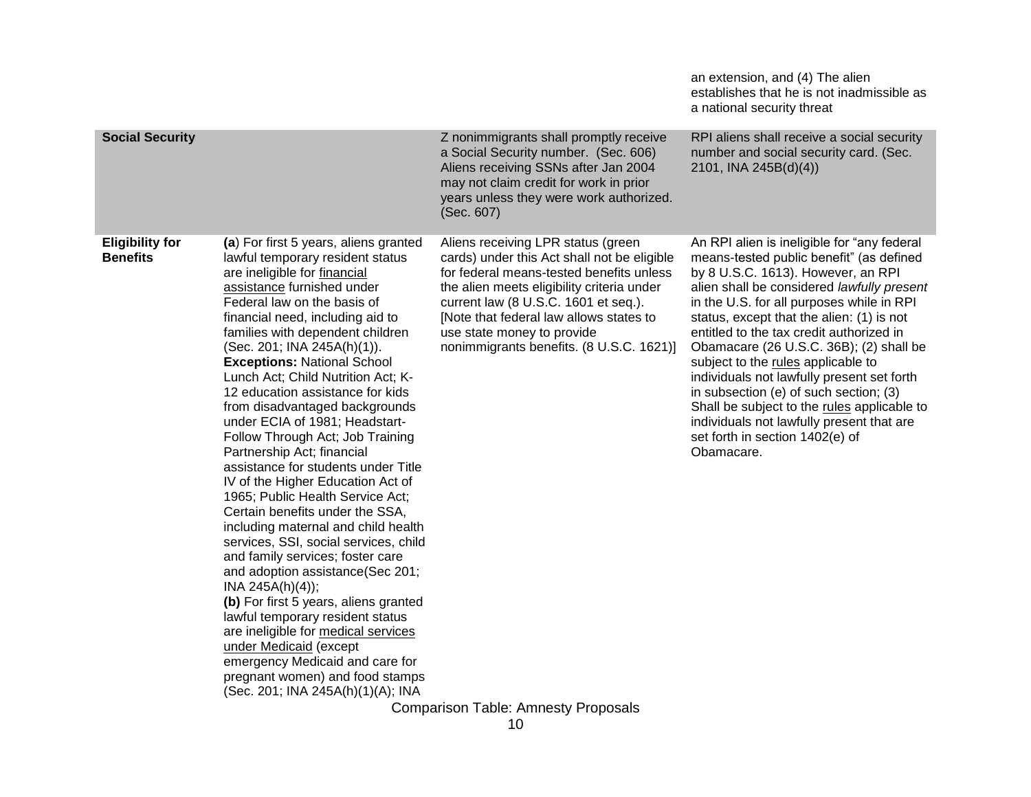| | | | an extension, and (4) The alien establishes that he is not inadmissible as a national security threat |
|---|---|---|---|
| **Social Security** | | Z nonimmigrants shall promptly receive a Social Security number. (Sec. 606) Aliens receiving SSNs after Jan 2004 may not claim credit for work in prior years unless they were work authorized. (Sec. 607) | RPI aliens shall receive a social security number and social security card. (Sec. 2101, INA 245B(d)(4)) |
| **Eligibility for Benefits** | **(a**) For first 5 years, aliens granted lawful temporary resident status are ineligible for financial assistance furnished under Federal law on the basis of financial need, including aid to families with dependent children (Sec. 201; INA 245A(h)(1)). **Exceptions:** National School Lunch Act; Child Nutrition Act; K-12 education assistance for kids from disadvantaged backgrounds under ECIA of 1981; Headstart-Follow Through Act; Job Training Partnership Act; financial assistance for students under Title IV of the Higher Education Act of 1965; Public Health Service Act; Certain benefits under the SSA, including maternal and child health services, SSI, social services, child and family services; foster care and adoption assistance(Sec 201; INA 245A(h)(4)); **(b)** For first 5 years, aliens granted lawful temporary resident status are ineligible for medical services under Medicaid (except emergency Medicaid and care for pregnant women) and food stamps (Sec. 201; INA 245A(h)(1)(A); INA | Aliens receiving LPR status (green cards) under this Act shall not be eligible for federal means-tested benefits unless the alien meets eligibility criteria under current law (8 U.S.C. 1601 et seq.). [Note that federal law allows states to use state money to provide nonimmigrants benefits. (8 U.S.C. 1621)] | An RPI alien is ineligible for "any federal means-tested public benefit" (as defined by 8 U.S.C. 1613). However, an RPI alien shall be considered *lawfully present* in the U.S. for all purposes while in RPI status, except that the alien: (1) is not entitled to the tax credit authorized in Obamacare (26 U.S.C. 36B); (2) shall be subject to the rules applicable to individuals not lawfully present set forth in subsection (e) of such section; (3) Shall be subject to the rules applicable to individuals not lawfully present that are set forth in section 1402(e) of Obamacare. |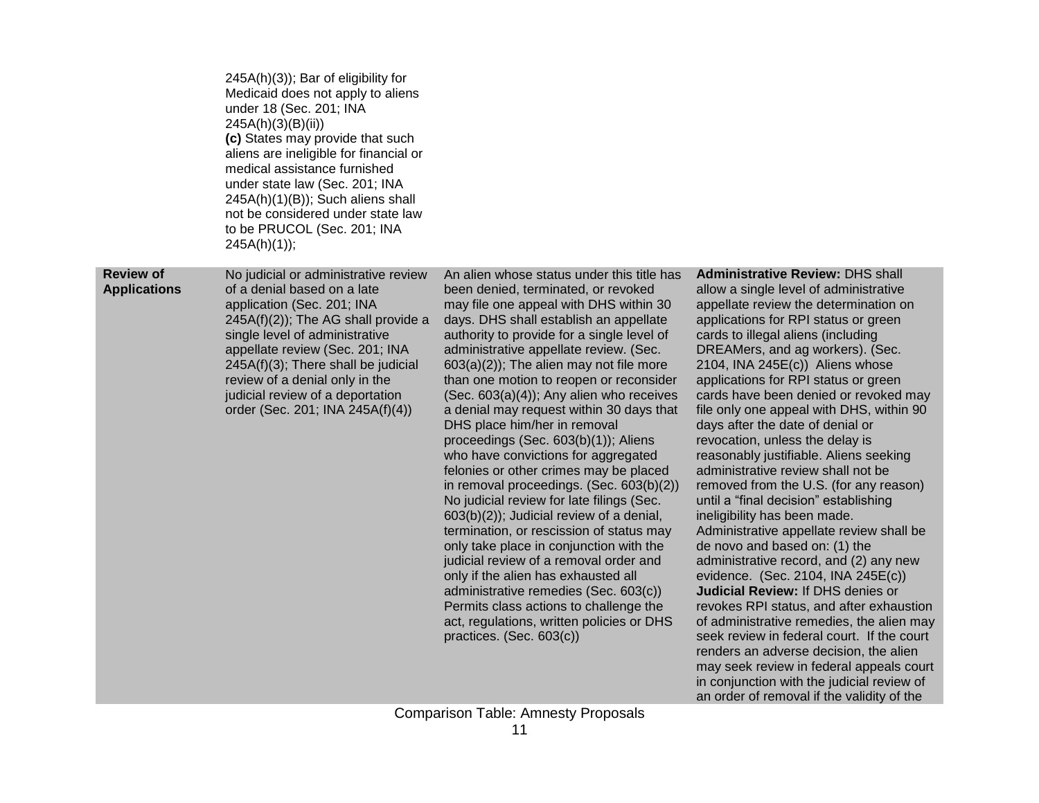| | | | |
|---|---|---|---|
| | 245A(h)(3)); Bar of eligibility for Medicaid does not apply to aliens under 18 (Sec. 201; INA 245A(h)(3)(B)(ii)) **(c)** States may provide that such aliens are ineligible for financial or medical assistance furnished under state law (Sec. 201; INA 245A(h)(1)(B)); Such aliens shall not be considered under state law to be PRUCOL (Sec. 201; INA 245A(h)(1)); | | |
| **Review of Applications** | No judicial or administrative review of a denial based on a late application (Sec. 201; INA 245A(f)(2)); The AG shall provide a single level of administrative appellate review (Sec. 201; INA 245A(f)(3); There shall be judicial review of a denial only in the judicial review of a deportation order (Sec. 201; INA 245A(f)(4)) | An alien whose status under this title has been denied, terminated, or revoked may file one appeal with DHS within 30 days. DHS shall establish an appellate authority to provide for a single level of administrative appellate review. (Sec. 603(a)(2)); The alien may not file more than one motion to reopen or reconsider (Sec. 603(a)(4)); Any alien who receives a denial may request within 30 days that DHS place him/her in removal proceedings (Sec. 603(b)(1)); Aliens who have convictions for aggregated felonies or other crimes may be placed in removal proceedings. (Sec. 603(b)(2)) No judicial review for late filings (Sec. 603(b)(2)); Judicial review of a denial, termination, or rescission of status may only take place in conjunction with the judicial review of a removal order and only if the alien has exhausted all administrative remedies (Sec. 603(c)) Permits class actions to challenge the act, regulations, written policies or DHS practices. (Sec. 603(c)) | **Administrative Review:** DHS shall allow a single level of administrative appellate review the determination on applications for RPI status or green cards to illegal aliens (including DREAMers, and ag workers). (Sec. 2104, INA 245E(c)) Aliens whose applications for RPI status or green cards have been denied or revoked may file only one appeal with DHS, within 90 days after the date of denial or revocation, unless the delay is reasonably justifiable. Aliens seeking administrative review shall not be removed from the U.S. (for any reason) until a "final decision" establishing ineligibility has been made. Administrative appellate review shall be de novo and based on: (1) the administrative record, and (2) any new evidence. (Sec. 2104, INA 245E(c)) **Judicial Review:** If DHS denies or revokes RPI status, and after exhaustion of administrative remedies, the alien may seek review in federal court. If the court renders an adverse decision, the alien may seek review in federal appeals court in conjunction with the judicial review of an order of removal if the validity of the |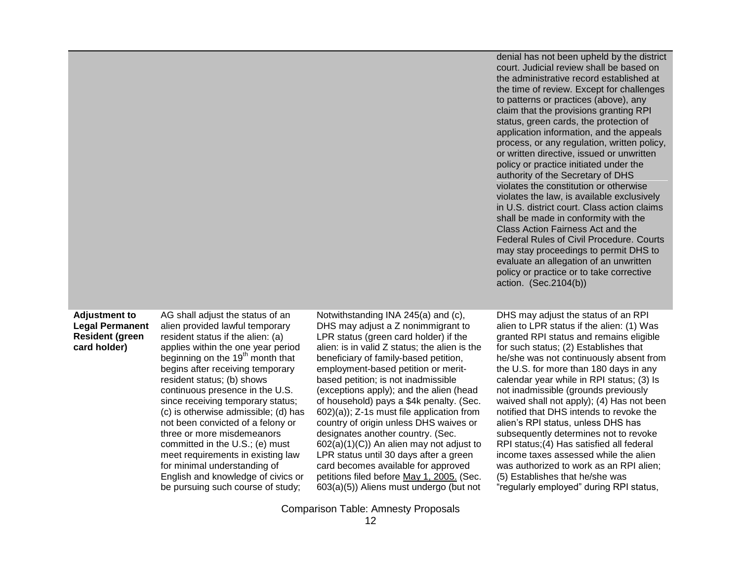| | | | |
|---|---|---|---|
| | | | denial has not been upheld by the district court. Judicial review shall be based on the administrative record established at the time of review. Except for challenges to patterns or practices (above), any claim that the provisions granting RPI status, green cards, the protection of application information, and the appeals process, or any regulation, written policy, or written directive, issued or unwritten policy or practice initiated under the authority of the Secretary of DHS violates the constitution or otherwise violates the law, is available exclusively in U.S. district court. Class action claims shall be made in conformity with the Class Action Fairness Act and the Federal Rules of Civil Procedure. Courts may stay proceedings to permit DHS to evaluate an allegation of an unwritten policy or practice or to take corrective action. (Sec.2104(b)) |
| **Adjustment to Legal Permanent Resident (green card holder)** | AG shall adjust the status of an alien provided lawful temporary resident status if the alien: (a) applies within the one year period beginning on the 19th month that begins after receiving temporary resident status; (b) shows continuous presence in the U.S. since receiving temporary status; (c) is otherwise admissible; (d) has not been convicted of a felony or three or more misdemeanors committed in the U.S.; (e) must meet requirements in existing law for minimal understanding of English and knowledge of civics or be pursuing such course of study; | Notwithstanding INA 245(a) and (c), DHS may adjust a Z nonimmigrant to LPR status (green card holder) if the alien: is in valid Z status; the alien is the beneficiary of family-based petition, employment-based petition or merit-based petition; is not inadmissible (exceptions apply); and the alien (head of household) pays a $4k penalty. (Sec. 602)(a)); Z-1s must file application from country of origin unless DHS waives or designates another country. (Sec. 602(a)(1)(C)) An alien may not adjust to LPR status until 30 days after a green card becomes available for approved petitions filed before May 1, 2005. (Sec. 603(a)(5)) Aliens must undergo (but not | DHS may adjust the status of an RPI alien to LPR status if the alien: (1) Was granted RPI status and remains eligible for such status; (2) Establishes that he/she was not continuously absent from the U.S. for more than 180 days in any calendar year while in RPI status; (3) Is not inadmissible (grounds previously waived shall not apply); (4) Has not been notified that DHS intends to revoke the alien's RPI status, unless DHS has subsequently determines not to revoke RPI status;(4) Has satisfied all federal income taxes assessed while the alien was authorized to work as an RPI alien; (5) Establishes that he/she was "regularly employed" during RPI status, |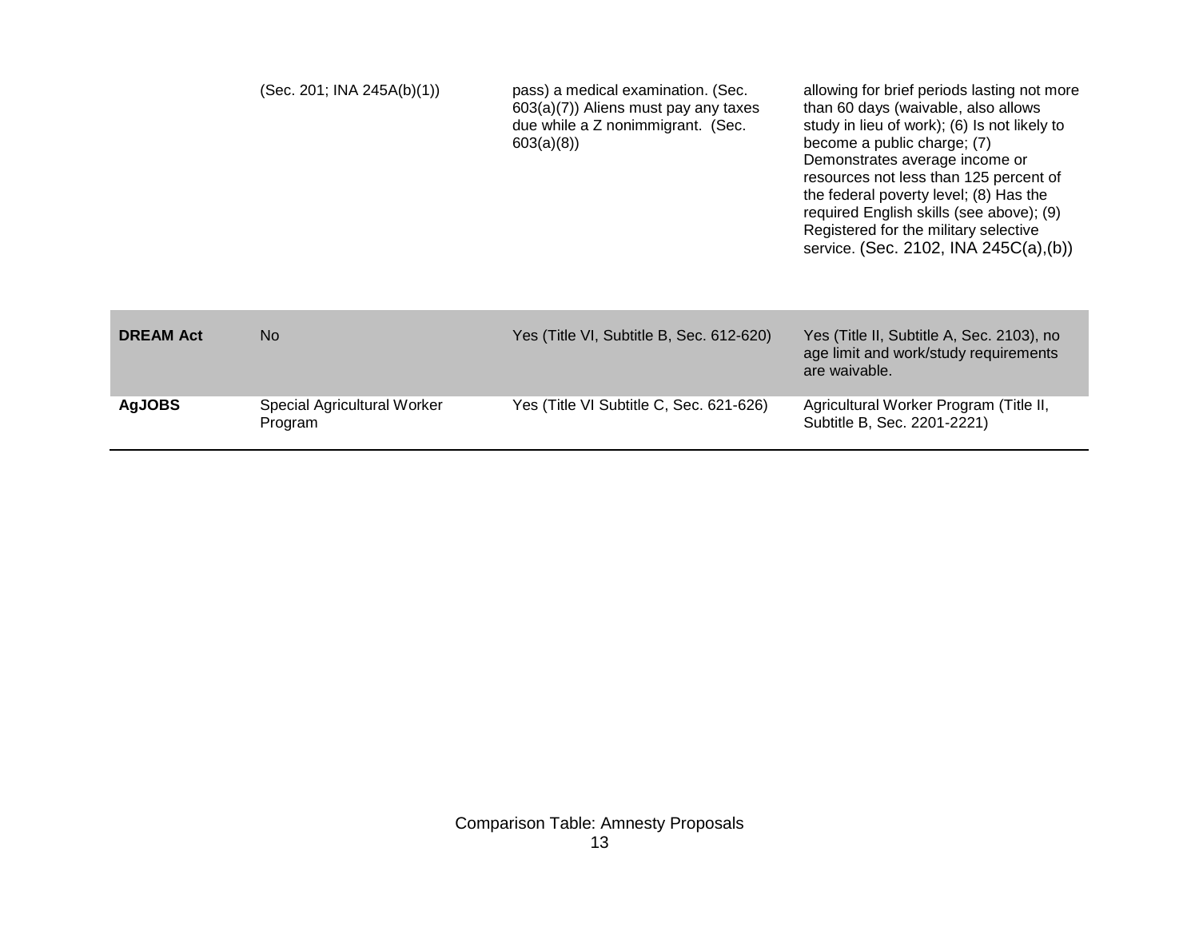| | | | |
|---|---|---|---|
| | (Sec. 201; INA 245A(b)(1)) | pass) a medical examination. (Sec. 603(a)(7)) Aliens must pay any taxes due while a Z nonimmigrant. (Sec. 603(a)(8)) | allowing for brief periods lasting not more than 60 days (waivable, also allows study in lieu of work); (6) Is not likely to become a public charge; (7) Demonstrates average income or resources not less than 125 percent of the federal poverty level; (8) Has the required English skills (see above); (9) Registered for the military selective service. (Sec. 2102, INA 245C(a),(b)) |
| **DREAM Act** | No | Yes (Title VI, Subtitle B, Sec. 612-620) | Yes (Title II, Subtitle A, Sec. 2103), no age limit and work/study requirements are waivable. |
| **AgJOBS** | Special Agricultural Worker Program | Yes (Title VI Subtitle C, Sec. 621-626) | Agricultural Worker Program (Title II, Subtitle B, Sec. 2201-2221) |